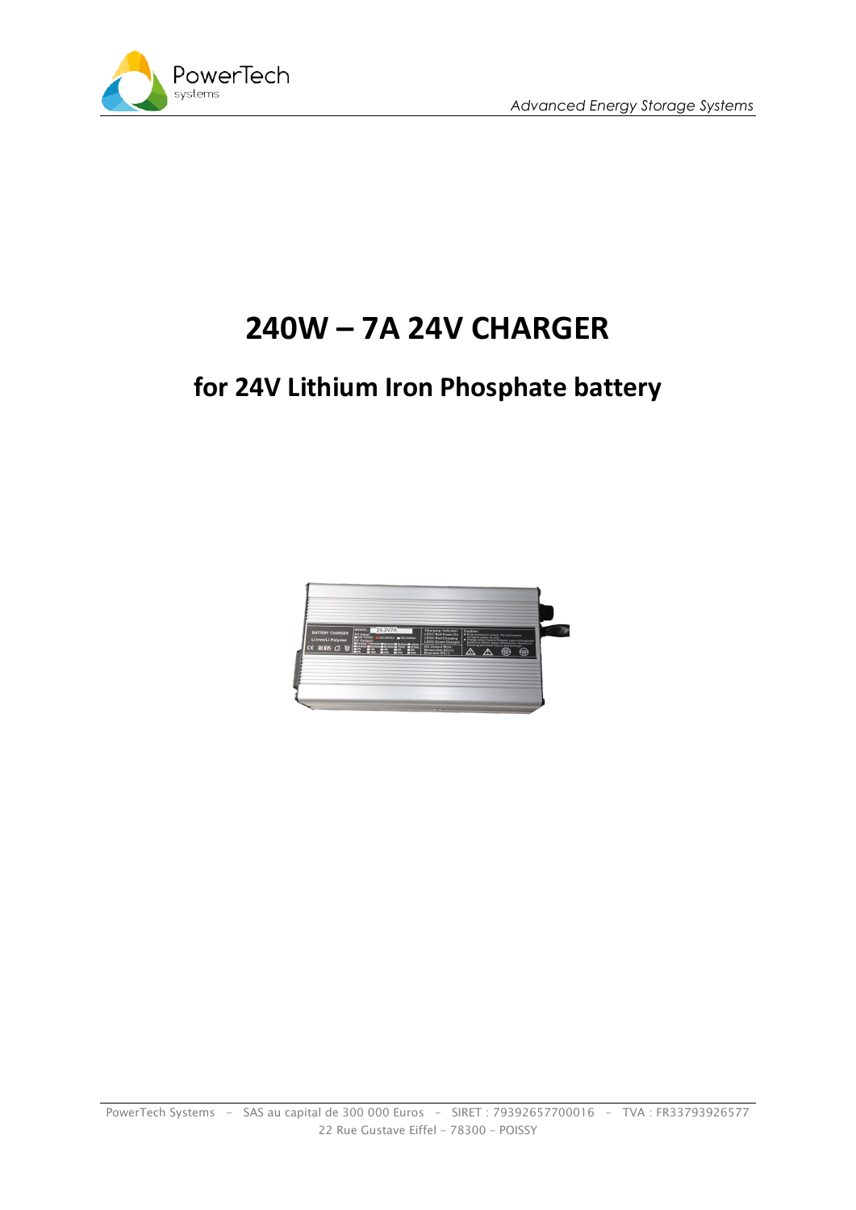# 240W – 7A 24V CHARGER

## for 24V Lithium Iron Phosphate battery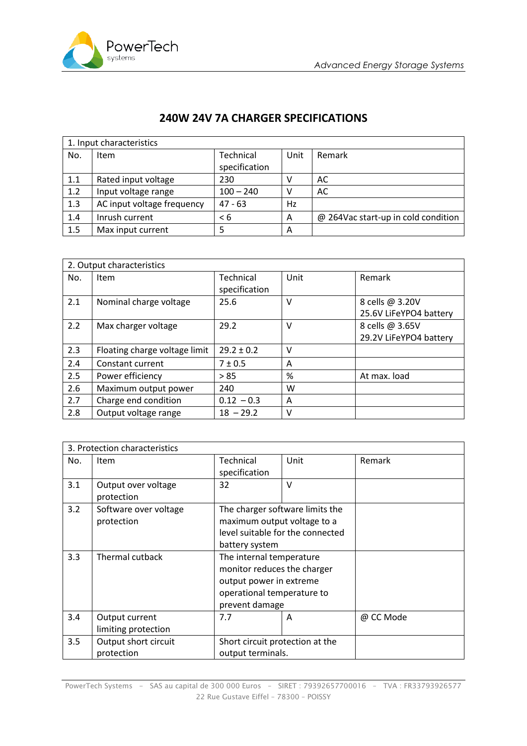# 240W 24V 7A CHARGER SPECIFICATIONS

| 1. Input characteristics | | | | |
|---|---|---|---|---|
| No. | Item | Technical specification | Unit | Remark |
| 1.1 | Rated input voltage | 230 | V | AC |
| 1.2 | Input voltage range | 100 – 240 | V | AC |
| 1.3 | AC input voltage frequency | 47 - 63 | Hz | |
| 1.4 | Inrush current | < 6 | A | @ 264Vac start-up in cold condition |
| 1.5 | Max input current | 5 | A | |

| 2. Output characteristics | | | | |
|---|---|---|---|---|
| No. | Item | Technical specification | Unit | Remark |
| 2.1 | Nominal charge voltage | 25.6 | V | 8 cells @ 3.20V 25.6V LiFeYPO4 battery |
| 2.2 | Max charger voltage | 29.2 | V | 8 cells @ 3.65V 29.2V LiFeYPO4 battery |
| 2.3 | Floating charge voltage limit | 29.2 ± 0.2 | V | |
| 2.4 | Constant current | 7 ± 0.5 | A | |
| 2.5 | Power efficiency | > 85 | % | At max. load |
| 2.6 | Maximum output power | 240 | W | |
| 2.7 | Charge end condition | 0.12 – 0.3 | A | |
| 2.8 | Output voltage range | 18 – 29.2 | V | |

| 3. Protection characteristics | | | | |
|---|---|---|---|---|
| No. | Item | Technical specification | Unit | Remark |
| 3.1 | Output over voltage protection | 32 | V | |
| 3.2 | Software over voltage protection | The charger software limits the maximum output voltage to a level suitable for the connected battery system | | |
| 3.3 | Thermal cutback | The internal temperature monitor reduces the charger output power in extreme operational temperature to prevent damage | | |
| 3.4 | Output current limiting protection | 7.7 | A | @ CC Mode |
| 3.5 | Output short circuit protection | Short circuit protection at the output terminals. | | |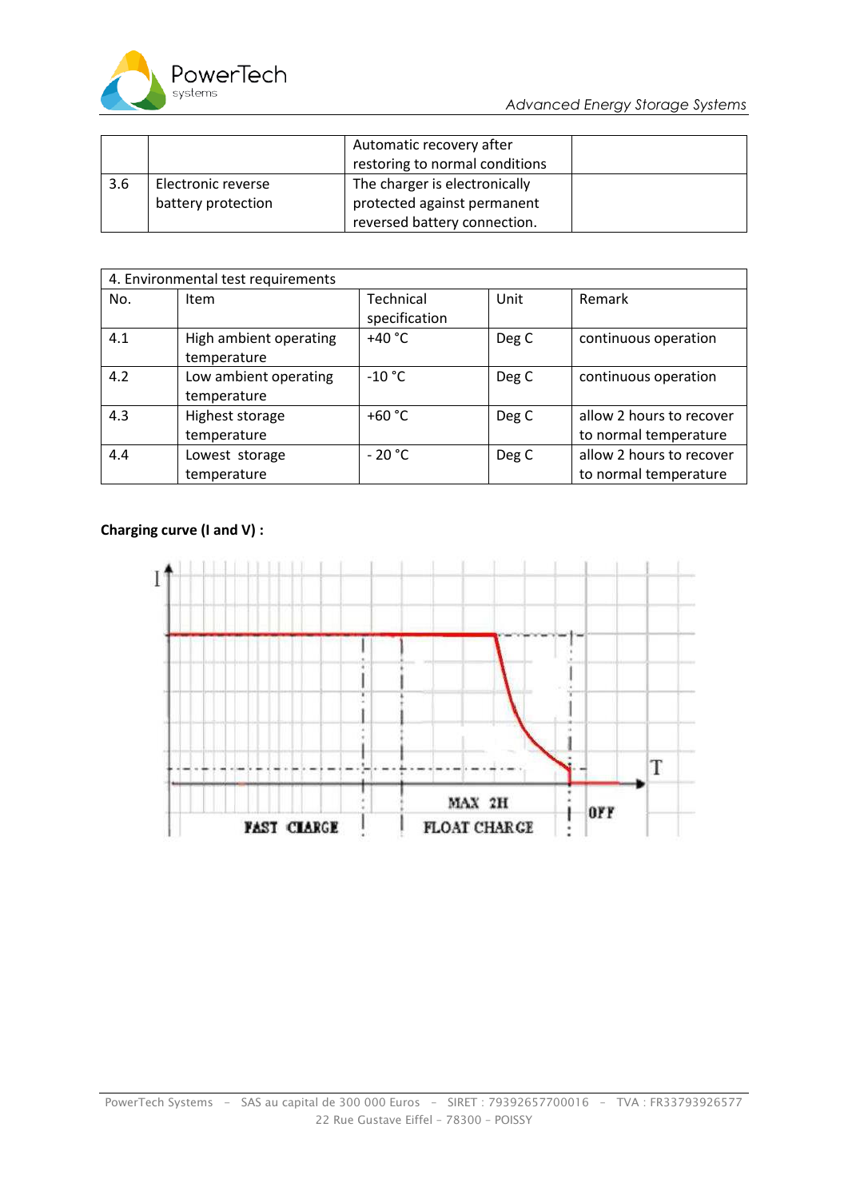|  |  | Automatic recovery after restoring to normal conditions |  |
|---|---|---|---|
| 3.6 | Electronic reverse battery protection | The charger is electronically protected against permanent reversed battery connection. |  |

| 4. Environmental test requirements | | | | |
|---|---|---|---|---|
| No. | Item | Technical specification | Unit | Remark |
| 4.1 | High ambient operating temperature | +40 °C | Deg C | continuous operation |
| 4.2 | Low ambient operating temperature | -10 °C | Deg C | continuous operation |
| 4.3 | Highest storage temperature | +60 °C | Deg C | allow 2 hours to recover to normal temperature |
| 4.4 | Lowest storage temperature | - 20 °C | Deg C | allow 2 hours to recover to normal temperature |

**Charging curve (I and V) :**

I

T

MAX 2H

FAST CHARGE

FLOAT CHARGE

OFF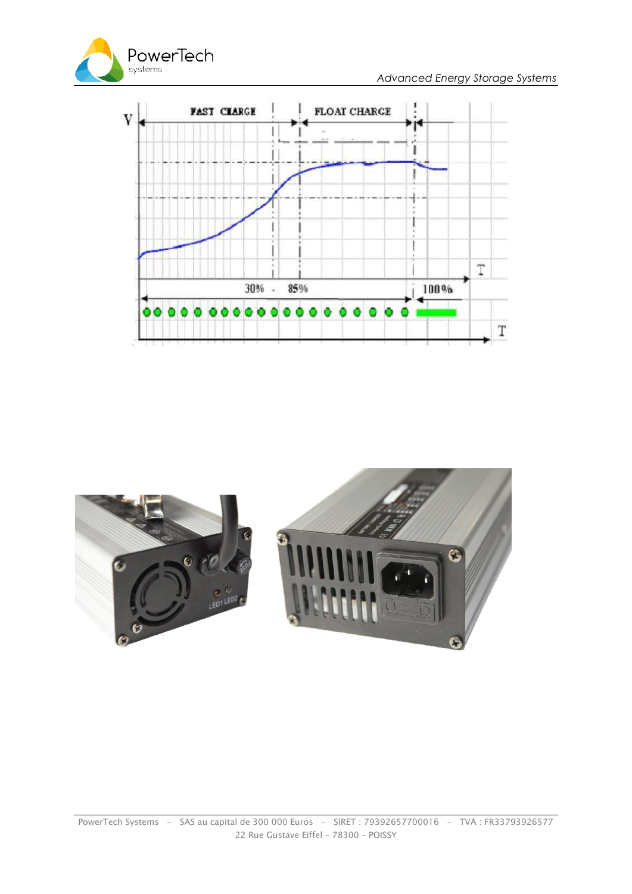FAST CHARGE

FLOAT CHARGE

V

T

30% . 85%

100%

T